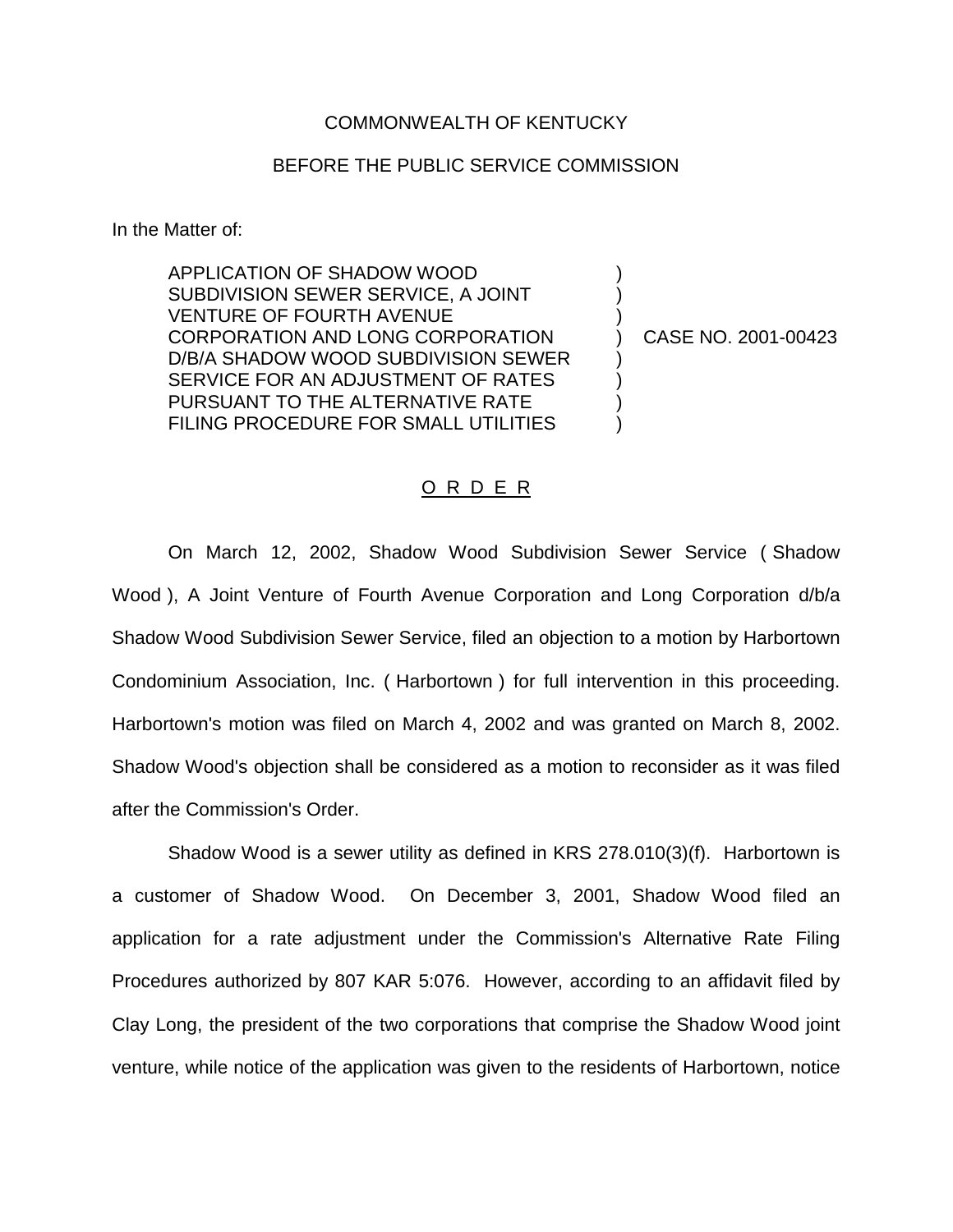COMMONWEALTH OF KENTUCKY

BEFORE THE PUBLIC SERVICE COMMISSION

In the Matter of:

APPLICATION OF SHADOW WOOD SUBDIVISION SEWER SERVICE, A JOINT VENTURE OF FOURTH AVENUE CORPORATION AND LONG CORPORATION D/B/A SHADOW WOOD SUBDIVISION SEWER SERVICE FOR AN ADJUSTMENT OF RATES PURSUANT TO THE ALTERNATIVE RATE FILING PROCEDURE FOR SMALL UTILITIES ) CASE NO. 2001-00423

O R D E R

On March 12, 2002, Shadow Wood Subdivision Sewer Service ( Shadow Wood ), A Joint Venture of Fourth Avenue Corporation and Long Corporation d/b/a Shadow Wood Subdivision Sewer Service, filed an objection to a motion by Harbortown Condominium Association, Inc. ( Harbortown ) for full intervention in this proceeding. Harbortown's motion was filed on March 4, 2002 and was granted on March 8, 2002. Shadow Wood's objection shall be considered as a motion to reconsider as it was filed after the Commission's Order.

Shadow Wood is a sewer utility as defined in KRS 278.010(3)(f). Harbortown is a customer of Shadow Wood. On December 3, 2001, Shadow Wood filed an application for a rate adjustment under the Commission's Alternative Rate Filing Procedures authorized by 807 KAR 5:076. However, according to an affidavit filed by Clay Long, the president of the two corporations that comprise the Shadow Wood joint venture, while notice of the application was given to the residents of Harbortown, notice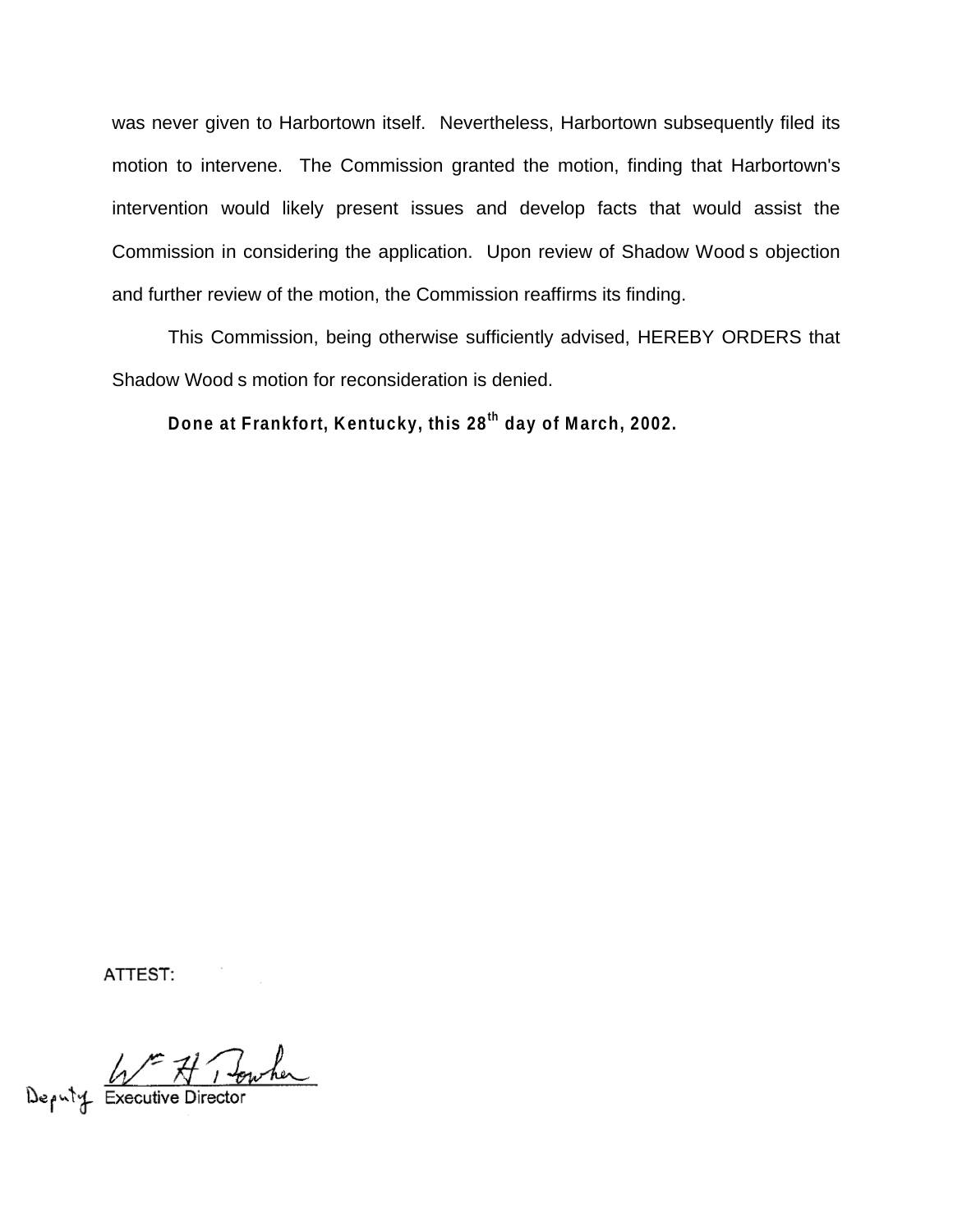was never given to Harbortown itself. Nevertheless, Harbortown subsequently filed its motion to intervene. The Commission granted the motion, finding that Harbortown's intervention would likely present issues and develop facts that would assist the Commission in considering the application. Upon review of Shadow Wood s objection and further review of the motion, the Commission reaffirms its finding.

This Commission, being otherwise sufficiently advised, HEREBY ORDERS that Shadow Wood s motion for reconsideration is denied.

**Done at Frankfort, Kentucky, this 28th day of March, 2002.**

ATTEST:

Deputy Executive Director